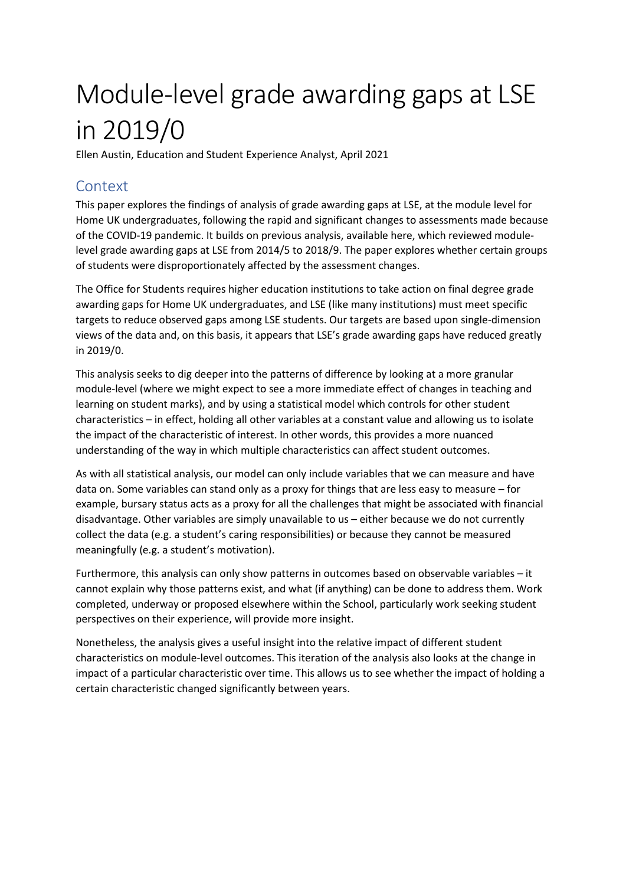# Module-level grade awarding gaps at LSE in 2019/0

Ellen Austin, Education and Student Experience Analyst, April 2021

## Context

This paper explores the findings of analysis of grade awarding gaps at LSE, at the module level for Home UK undergraduates, following the rapid and significant changes to assessments made because of the COVID-19 pandemic. It builds on previous analysis, available here, which reviewed module-level grade awarding gaps at LSE from 2014/5 to 2018/9. The paper explores whether certain groups of students were disproportionately affected by the assessment changes.

The Office for Students requires higher education institutions to take action on final degree grade awarding gaps for Home UK undergraduates, and LSE (like many institutions) must meet specific targets to reduce observed gaps among LSE students. Our targets are based upon single-dimension views of the data and, on this basis, it appears that LSE's grade awarding gaps have reduced greatly in 2019/0.

This analysis seeks to dig deeper into the patterns of difference by looking at a more granular module-level (where we might expect to see a more immediate effect of changes in teaching and learning on student marks), and by using a statistical model which controls for other student characteristics – in effect, holding all other variables at a constant value and allowing us to isolate the impact of the characteristic of interest. In other words, this provides a more nuanced understanding of the way in which multiple characteristics can affect student outcomes.

As with all statistical analysis, our model can only include variables that we can measure and have data on. Some variables can stand only as a proxy for things that are less easy to measure – for example, bursary status acts as a proxy for all the challenges that might be associated with financial disadvantage. Other variables are simply unavailable to us – either because we do not currently collect the data (e.g. a student's caring responsibilities) or because they cannot be measured meaningfully (e.g. a student's motivation).

Furthermore, this analysis can only show patterns in outcomes based on observable variables – it cannot explain why those patterns exist, and what (if anything) can be done to address them. Work completed, underway or proposed elsewhere within the School, particularly work seeking student perspectives on their experience, will provide more insight.

Nonetheless, the analysis gives a useful insight into the relative impact of different student characteristics on module-level outcomes. This iteration of the analysis also looks at the change in impact of a particular characteristic over time. This allows us to see whether the impact of holding a certain characteristic changed significantly between years.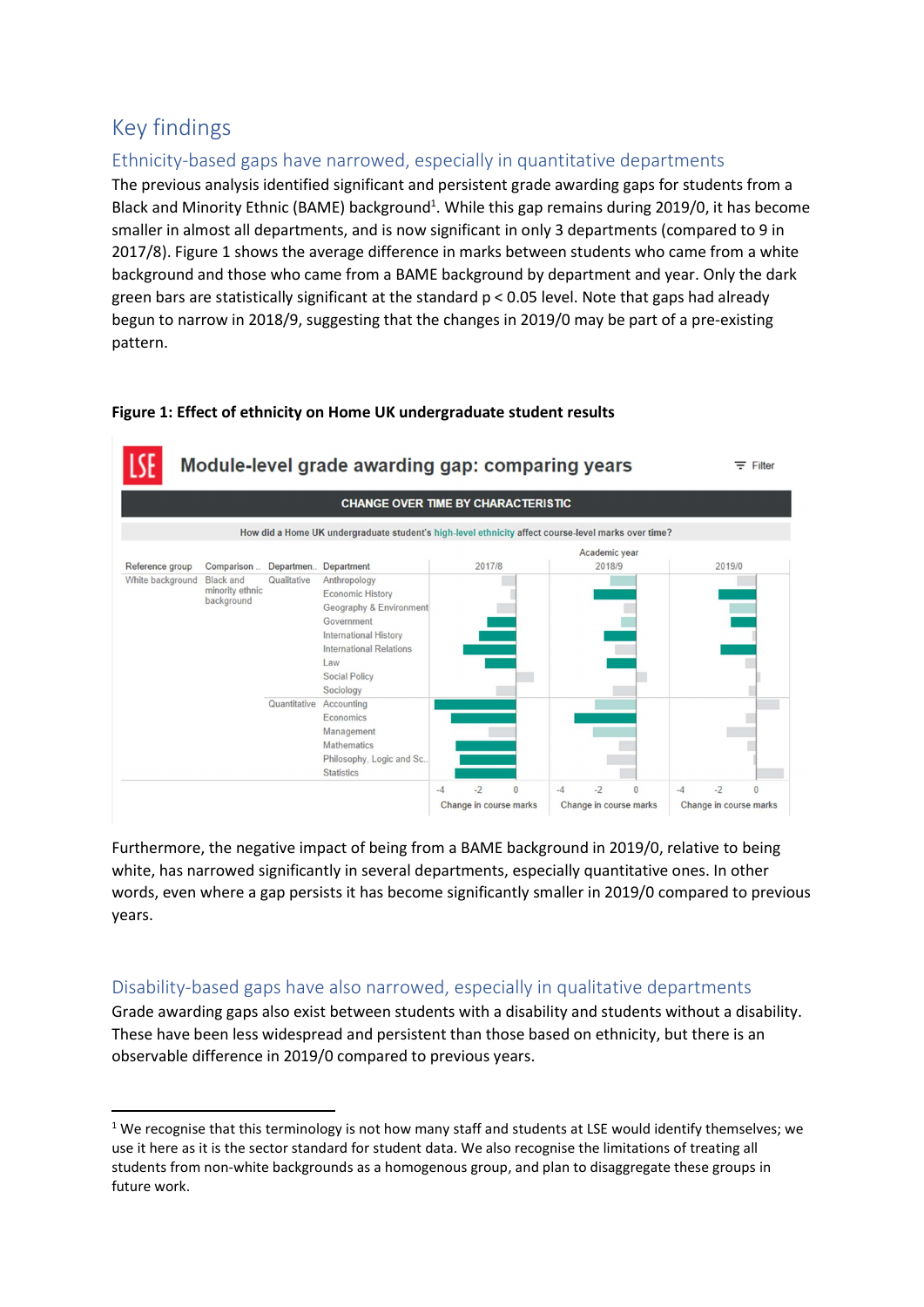# Key findings

## Ethnicity-based gaps have narrowed, especially in quantitative departments

The previous analysis identified significant and persistent grade awarding gaps for students from a Black and Minority Ethnic (BAME) background[1]. While this gap remains during 2019/0, it has become smaller in almost all departments, and is now significant in only 3 departments (compared to 9 in 2017/8). Figure 1 shows the average difference in marks between students who came from a white background and those who came from a BAME background by department and year. Only the dark green bars are statistically significant at the standard $p < 0.05$ level. Note that gaps had already begun to narrow in 2018/9, suggesting that the changes in 2019/0 may be part of a pre-existing pattern.

**Figure 1: Effect of ethnicity on Home UK undergraduate student results**

Furthermore, the negative impact of being from a BAME background in 2019/0, relative to being white, has narrowed significantly in several departments, especially quantitative ones. In other words, even where a gap persists it has become significantly smaller in 2019/0 compared to previous years.

## Disability-based gaps have also narrowed, especially in qualitative departments

Grade awarding gaps also exist between students with a disability and students without a disability. These have been less widespread and persistent than those based on ethnicity, but there is an observable difference in 2019/0 compared to previous years.

---

[1] We recognise that this terminology is not how many staff and students at LSE would identify themselves; we use it here as it is the sector standard for student data. We also recognise the limitations of treating all students from non-white backgrounds as a homogenous group, and plan to disaggregate these groups in future work.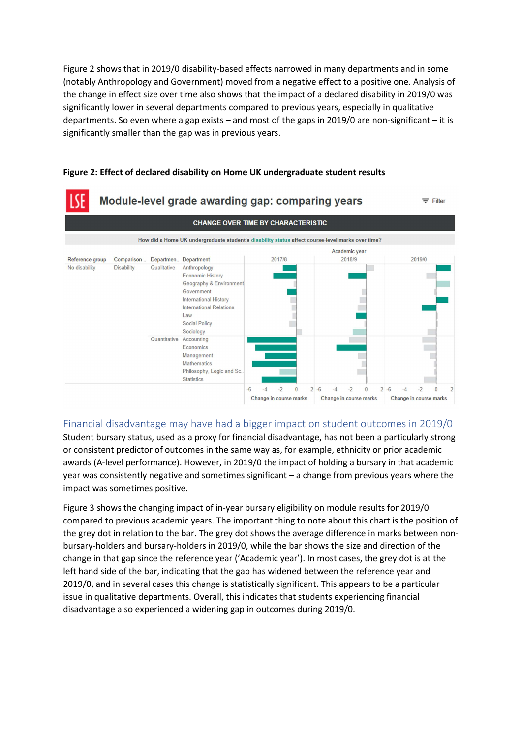Figure 2 shows that in 2019/0 disability-based effects narrowed in many departments and in some (notably Anthropology and Government) moved from a negative effect to a positive one. Analysis of the change in effect size over time also shows that the impact of a declared disability in 2019/0 was significantly lower in several departments compared to previous years, especially in qualitative departments. So even where a gap exists – and most of the gaps in 2019/0 are non-significant – it is significantly smaller than the gap was in previous years.

**Figure 2: Effect of declared disability on Home UK undergraduate student results**

## Financial disadvantage may have had a bigger impact on student outcomes in 2019/0

Student bursary status, used as a proxy for financial disadvantage, has not been a particularly strong or consistent predictor of outcomes in the same way as, for example, ethnicity or prior academic awards (A-level performance). However, in 2019/0 the impact of holding a bursary in that academic year was consistently negative and sometimes significant – a change from previous years where the impact was sometimes positive.

Figure 3 shows the changing impact of in-year bursary eligibility on module results for 2019/0 compared to previous academic years. The important thing to note about this chart is the position of the grey dot in relation to the bar. The grey dot shows the average difference in marks between non-bursary-holders and bursary-holders in 2019/0, while the bar shows the size and direction of the change in that gap since the reference year ('Academic year'). In most cases, the grey dot is at the left hand side of the bar, indicating that the gap has widened between the reference year and 2019/0, and in several cases this change is statistically significant. This appears to be a particular issue in qualitative departments. Overall, this indicates that students experiencing financial disadvantage also experienced a widening gap in outcomes during 2019/0.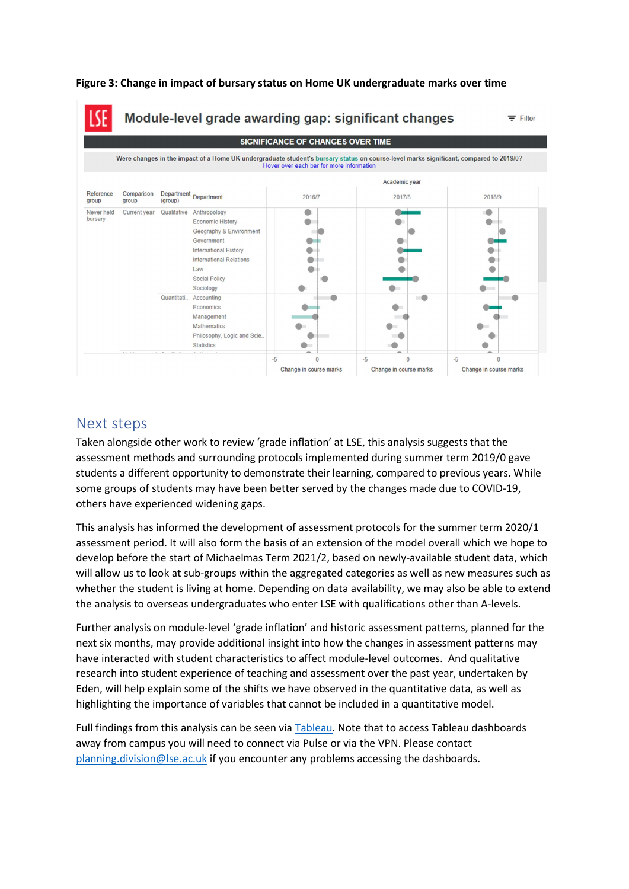**Figure 3: Change in impact of bursary status on Home UK undergraduate marks over time**

LSE

Module-level grade awarding gap: significant changes

Filter

SIGNIFICANCE OF CHANGES OVER TIME

Were changes in the impact of a Home UK undergraduate student's bursary status on course-level marks significant, compared to 2019/0?
Hover over each bar for more information

Academic year

Reference group
Comparison group
Department (group)
Department

2016/7
2017/8
2018/9

Never held bursary
Current year
Qualitative
Anthropology
Economic History
Geography & Environment
Government
International History
International Relations
Law
Social Policy
Sociology
Quantitati..
Accounting
Economics
Management
Mathematics
Philosophy, Logic and Scie..
Statistics

-5
0
Change in course marks
-5
0
Change in course marks
-5
0
Change in course marks

## Next steps

Taken alongside other work to review 'grade inflation' at LSE, this analysis suggests that the assessment methods and surrounding protocols implemented during summer term 2019/0 gave students a different opportunity to demonstrate their learning, compared to previous years. While some groups of students may have been better served by the changes made due to COVID-19, others have experienced widening gaps.

This analysis has informed the development of assessment protocols for the summer term 2020/1 assessment period. It will also form the basis of an extension of the model overall which we hope to develop before the start of Michaelmas Term 2021/2, based on newly-available student data, which will allow us to look at sub-groups within the aggregated categories as well as new measures such as whether the student is living at home. Depending on data availability, we may also be able to extend the analysis to overseas undergraduates who enter LSE with qualifications other than A-levels.

Further analysis on module-level 'grade inflation' and historic assessment patterns, planned for the next six months, may provide additional insight into how the changes in assessment patterns may have interacted with student characteristics to affect module-level outcomes. And qualitative research into student experience of teaching and assessment over the past year, undertaken by Eden, will help explain some of the shifts we have observed in the quantitative data, as well as highlighting the importance of variables that cannot be included in a quantitative model.

Full findings from this analysis can be seen via Tableau. Note that to access Tableau dashboards away from campus you will need to connect via Pulse or via the VPN. Please contact planning.division@lse.ac.uk if you encounter any problems accessing the dashboards.